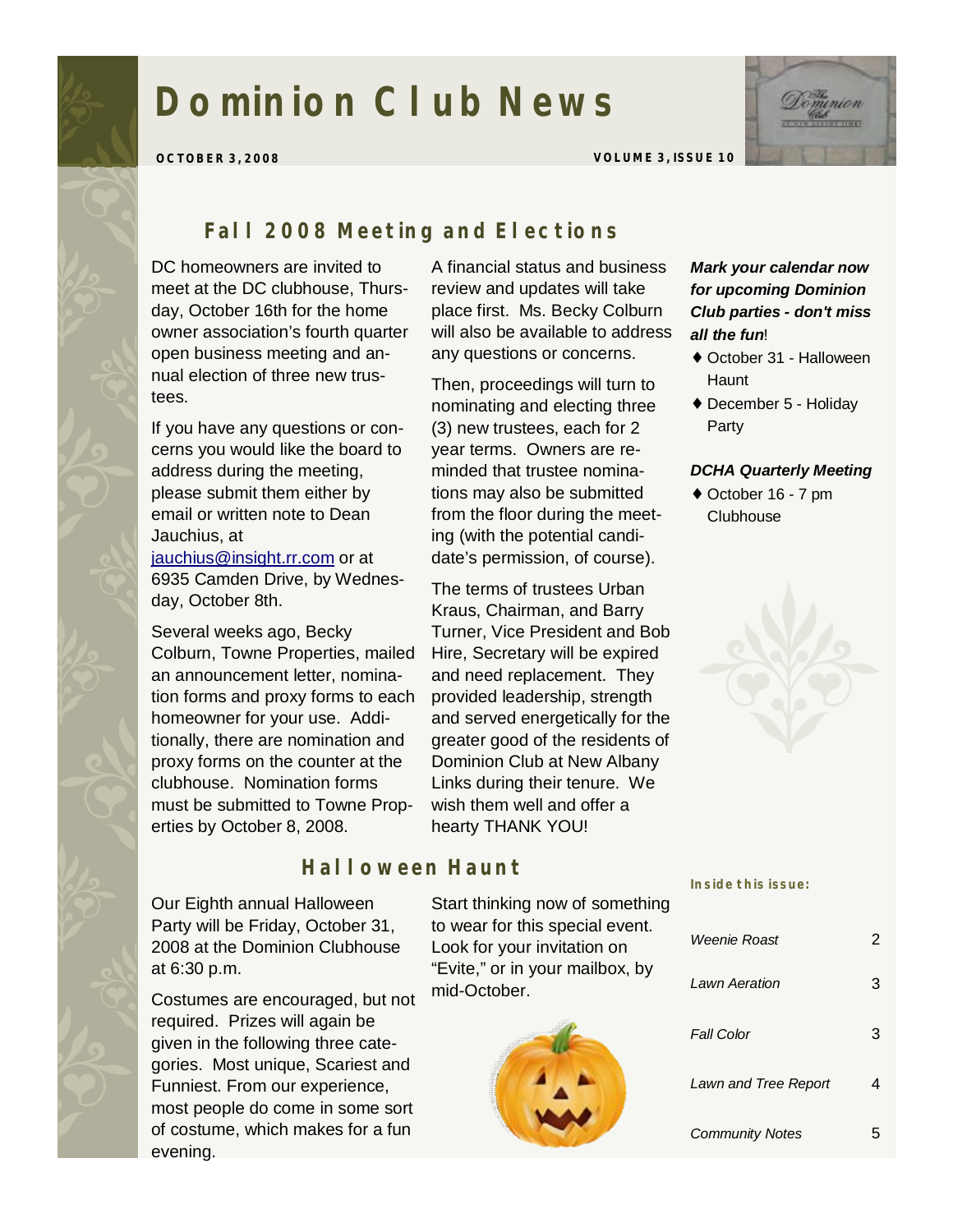# Dominion Club News

**OCTOBER 3, 2008** **VOLUME 3, ISSUE 10**

## Fall 2008 Meeting and Elections

DC homeowners are invited to meet at the DC clubhouse, Thursday, October 16th for the home owner association's fourth quarter open business meeting and annual election of three new trustees.

If you have any questions or concerns you would like the board to address during the meeting, please submit them either by email or written note to Dean Jauchius, at jauchius@insight.rr.com or at 6935 Camden Drive, by Wednesday, October 8th.

Several weeks ago, Becky Colburn, Towne Properties, mailed an announcement letter, nomination forms and proxy forms to each homeowner for your use. Additionally, there are nomination and proxy forms on the counter at the clubhouse. Nomination forms must be submitted to Towne Properties by October 8, 2008.

A financial status and business review and updates will take place first. Ms. Becky Colburn will also be available to address any questions or concerns.

Then, proceedings will turn to nominating and electing three (3) new trustees, each for 2 year terms. Owners are reminded that trustee nominations may also be submitted from the floor during the meeting (with the potential candidate's permission, of course).

The terms of trustees Urban Kraus, Chairman, and Barry Turner, Vice President and Bob Hire, Secretary will be expired and need replacement. They provided leadership, strength and served energetically for the greater good of the residents of Dominion Club at New Albany Links during their tenure. We wish them well and offer a hearty THANK YOU!

## Halloween Haunt

Our Eighth annual Halloween Party will be Friday, October 31, 2008 at the Dominion Clubhouse at 6:30 p.m.

Costumes are encouraged, but not required. Prizes will again be given in the following three categories. Most unique, Scariest and Funniest. From our experience, most people do come in some sort of costume, which makes for a fun evening.

Start thinking now of something to wear for this special event. Look for your invitation on "Evite," or in your mailbox, by mid-October.

***Mark your calendar now for upcoming Dominion Club parties - don't miss all the fun***!

- October 31 - Halloween Haunt
- December 5 - Holiday Party

***DCHA Quarterly Meeting***

- October 16 - 7 pm Clubhouse

**Inside this issue:**

| | |
|---|---|
| *Weenie Roast* | 2 |
| *Lawn Aeration* | 3 |
| *Fall Color* | 3 |
| *Lawn and Tree Report* | 4 |
| *Community Notes* | 5 |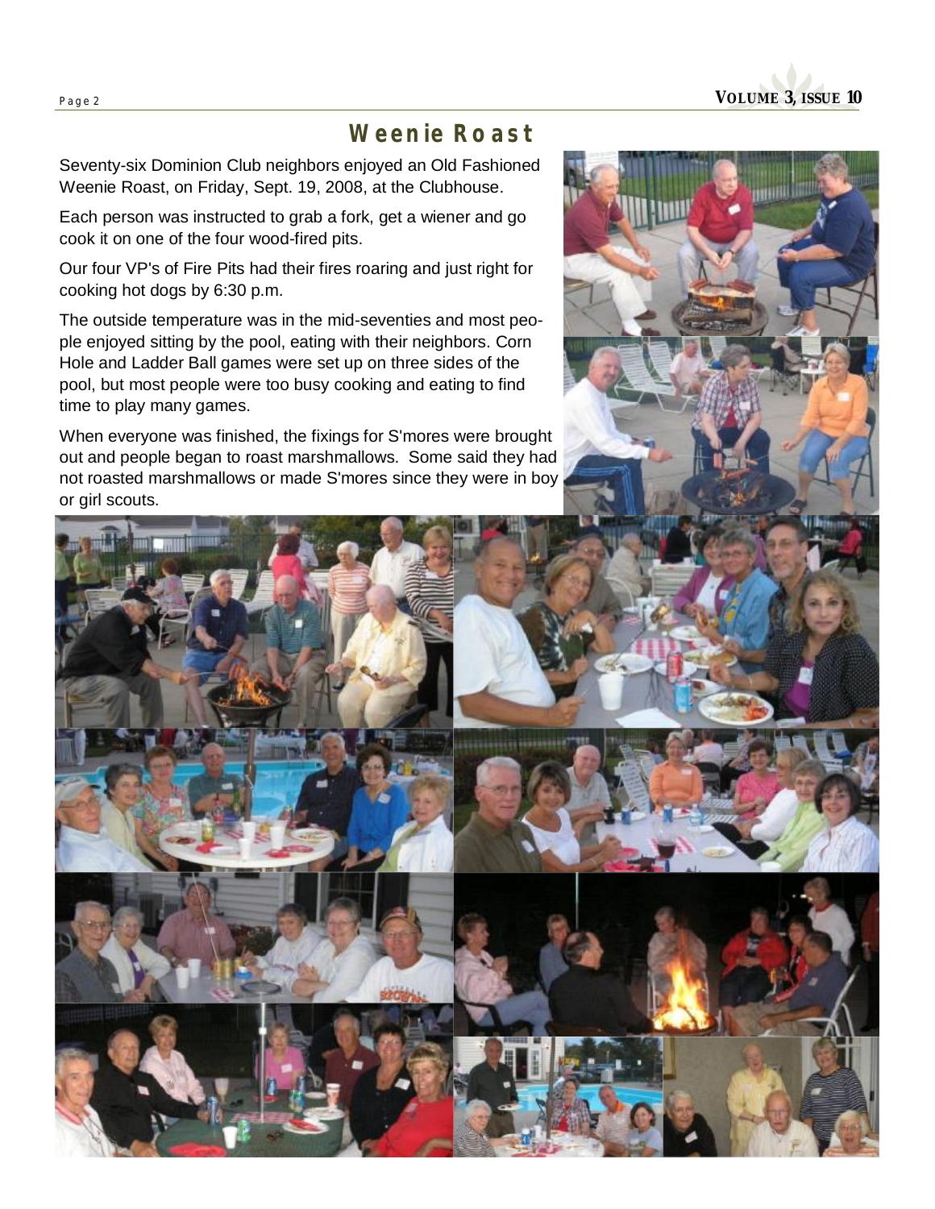# Weenie Roast

Seventy-six Dominion Club neighbors enjoyed an Old Fashioned Weenie Roast, on Friday, Sept. 19, 2008, at the Clubhouse.

Each person was instructed to grab a fork, get a wiener and go cook it on one of the four wood-fired pits.

Our four VP's of Fire Pits had their fires roaring and just right for cooking hot dogs by 6:30 p.m.

The outside temperature was in the mid-seventies and most people enjoyed sitting by the pool, eating with their neighbors. Corn Hole and Ladder Ball games were set up on three sides of the pool, but most people were too busy cooking and eating to find time to play many games.

When everyone was finished, the fixings for S'mores were brought out and people began to roast marshmallows. Some said they had not roasted marshmallows or made S'mores since they were in boy or girl scouts.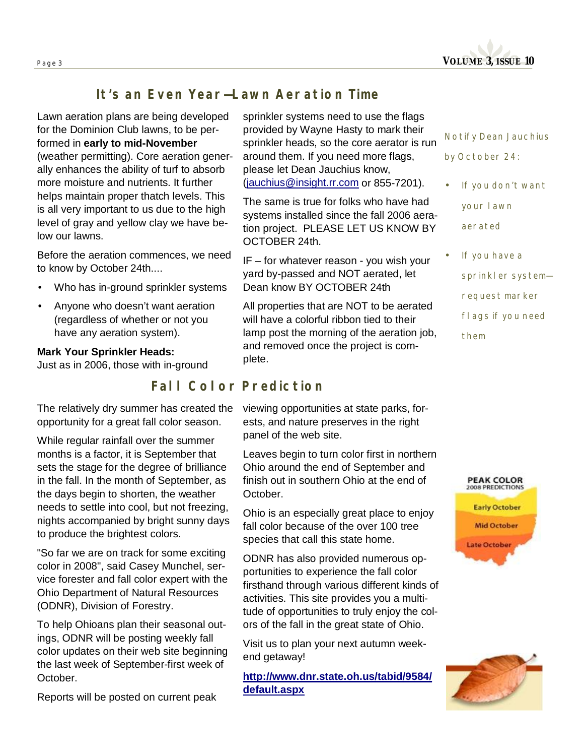## It's an Even Year—Lawn Aeration Time

Lawn aeration plans are being developed for the Dominion Club lawns, to be performed in **early to mid-November** (weather permitting). Core aeration generally enhances the ability of turf to absorb more moisture and nutrients. It further helps maintain proper thatch levels. This is all very important to us due to the high level of gray and yellow clay we have below our lawns.

Before the aeration commences, we need to know by October 24th....

- Who has in-ground sprinkler systems
- Anyone who doesn't want aeration (regardless of whether or not you have any aeration system).

**Mark Your Sprinkler Heads:**
Just as in 2006, those with in-ground sprinkler systems need to use the flags provided by Wayne Hasty to mark their sprinkler heads, so the core aerator is run around them. If you need more flags, please let Dean Jauchius know, (jauchius@insight.rr.com or 855-7201).

The same is true for folks who have had systems installed since the fall 2006 aeration project. PLEASE LET US KNOW BY OCTOBER 24th.

IF – for whatever reason - you wish your yard by-passed and NOT aerated, let Dean know BY OCTOBER 24th

All properties that are NOT to be aerated will have a colorful ribbon tied to their lamp post the morning of the aeration job, and removed once the project is complete.

Notify Dean Jauchius by October 24:

- If you don't want your lawn aerated
- If you have a sprinkler system—request marker flags if you need them

## Fall Color Prediction

The relatively dry summer has created the opportunity for a great fall color season.

While regular rainfall over the summer months is a factor, it is September that sets the stage for the degree of brilliance in the fall. In the month of September, as the days begin to shorten, the weather needs to settle into cool, but not freezing, nights accompanied by bright sunny days to produce the brightest colors.

"So far we are on track for some exciting color in 2008", said Casey Munchel, service forester and fall color expert with the Ohio Department of Natural Resources (ODNR), Division of Forestry.

To help Ohioans plan their seasonal outings, ODNR will be posting weekly fall color updates on their web site beginning the last week of September-first week of October.

Reports will be posted on current peak viewing opportunities at state parks, forests, and nature preserves in the right panel of the web site.

Leaves begin to turn color first in northern Ohio around the end of September and finish out in southern Ohio at the end of October.

Ohio is an especially great place to enjoy fall color because of the over 100 tree species that call this state home.

ODNR has also provided numerous opportunities to experience the fall color firsthand through various different kinds of activities. This site provides you a multitude of opportunities to truly enjoy the colors of the fall in the great state of Ohio.

Visit us to plan your next autumn weekend getaway!

**http://www.dnr.state.oh.us/tabid/9584/default.aspx**

PEAK COLOR
2008 PREDICTIONS

Early October
Mid October
Late October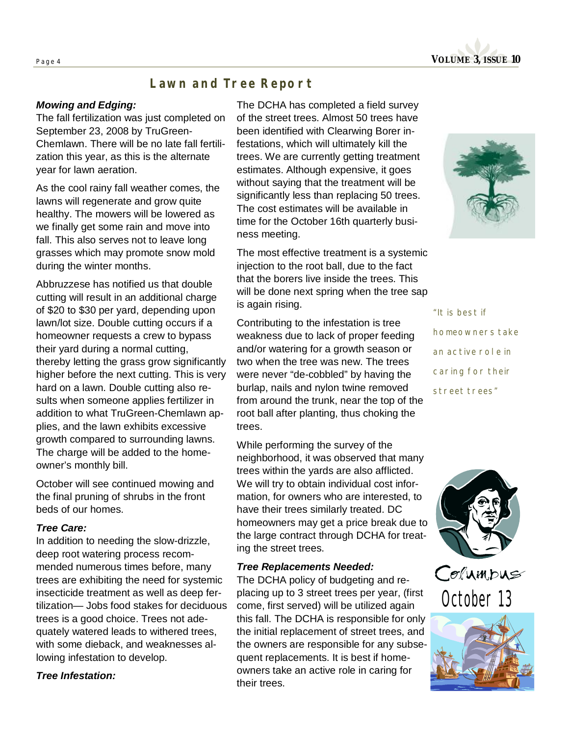# Lawn and Tree Report

***Mowing and Edging:***

The fall fertilization was just completed on September 23, 2008 by TruGreen-Chemlawn. There will be no late fall fertilization this year, as this is the alternate year for lawn aeration.

As the cool rainy fall weather comes, the lawns will regenerate and grow quite healthy. The mowers will be lowered as we finally get some rain and move into fall. This also serves not to leave long grasses which may promote snow mold during the winter months.

Abbruzzese has notified us that double cutting will result in an additional charge of $20 to $30 per yard, depending upon lawn/lot size. Double cutting occurs if a homeowner requests a crew to bypass their yard during a normal cutting, thereby letting the grass grow significantly higher before the next cutting. This is very hard on a lawn. Double cutting also results when someone applies fertilizer in addition to what TruGreen-Chemlawn applies, and the lawn exhibits excessive growth compared to surrounding lawns. The charge will be added to the homeowner's monthly bill.

October will see continued mowing and the final pruning of shrubs in the front beds of our homes.

***Tree Care:***

In addition to needing the slow-drizzle, deep root watering process recommended numerous times before, many trees are exhibiting the need for systemic insecticide treatment as well as deep fertilization— Jobs food stakes for deciduous trees is a good choice. Trees not adequately watered leads to withered trees, with some dieback, and weaknesses allowing infestation to develop.

***Tree Infestation:***

The DCHA has completed a field survey of the street trees. Almost 50 trees have been identified with Clearwing Borer infestations, which will ultimately kill the trees. We are currently getting treatment estimates. Although expensive, it goes without saying that the treatment will be significantly less than replacing 50 trees. The cost estimates will be available in time for the October 16th quarterly business meeting.

The most effective treatment is a systemic injection to the root ball, due to the fact that the borers live inside the trees. This will be done next spring when the tree sap is again rising.

Contributing to the infestation is tree weakness due to lack of proper feeding and/or watering for a growth season or two when the tree was new. The trees were never "de-cobbled" by having the burlap, nails and nylon twine removed from around the trunk, near the top of the root ball after planting, thus choking the trees.

While performing the survey of the neighborhood, it was observed that many trees within the yards are also afflicted. We will try to obtain individual cost information, for owners who are interested, to have their trees similarly treated. DC homeowners may get a price break due to the large contract through DCHA for treating the street trees.

***Tree Replacements Needed:***

The DCHA policy of budgeting and replacing up to 3 street trees per year, (first come, first served) will be utilized again this fall. The DCHA is responsible for only the initial replacement of street trees, and the owners are responsible for any subsequent replacements. It is best if homeowners take an active role in caring for their trees.

"It is best if homeowners take an active role in caring for their street trees"

Columbus

October 13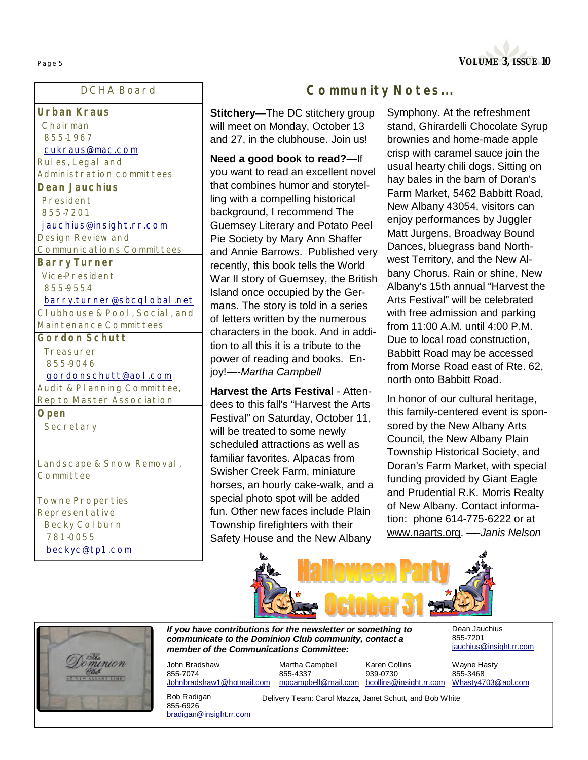## DCHA Board

**Urban Kraus**
Chairman
855-1967
cukraus@mac.com
Rules, Legal and Administration committees

**Dean Jauchius**
President
855-7201
jauchius@insight.rr.com
Design Review and Communications Committees

**Barry Turner**
Vice-President
855-9554
barry.turner@sbcglobal.net
Clubhouse & Pool, Social, and Maintenance Committees

**Gordon Schutt**
Treasurer
855-9046
gordonschutt@aol.com
Audit & Planning Committee, Rep to Master Association

**Open**
Secretary

Landscape & Snow Removal, Committee

Towne Properties Representative
Becky Colburn
781-0055
beckyc@tp1.com

# Community Notes...

**Stitchery**—The DC stitchery group will meet on Monday, October 13 and 27, in the clubhouse. Join us!

**Need a good book to read?**—If you want to read an excellent novel that combines humor and storytelling with a compelling historical background, I recommend The Guernsey Literary and Potato Peel Pie Society by Mary Ann Shaffer and Annie Barrows. Published very recently, this book tells the World War II story of Guernsey, the British Island once occupied by the Germans. The story is told in a series of letters written by the numerous characters in the book. And in addition to all this it is a tribute to the power of reading and books. Enjoy!—*-Martha Campbell*

**Harvest the Arts Festival** - Attendees to this fall's "Harvest the Arts Festival" on Saturday, October 11, will be treated to some newly scheduled attractions as well as familiar favorites. Alpacas from Swisher Creek Farm, miniature horses, an hourly cake-walk, and a special photo spot will be added fun. Other new faces include Plain Township firefighters with their Safety House and the New Albany Symphony. At the refreshment stand, Ghirardelli Chocolate Syrup brownies and home-made apple crisp with caramel sauce join the usual hearty chili dogs. Sitting on hay bales in the barn of Doran's Farm Market, 5462 Babbitt Road, New Albany 43054, visitors can enjoy performances by Juggler Matt Jurgens, Broadway Bound Dances, bluegrass band Northwest Territory, and the New Albany Chorus. Rain or shine, New Albany's 15th annual "Harvest the Arts Festival" will be celebrated with free admission and parking from 11:00 A.M. until 4:00 P.M. Due to local road construction, Babbitt Road may be accessed from Morse Road east of Rte. 62, north onto Babbitt Road.

In honor of our cultural heritage, this family-centered event is sponsored by the New Albany Arts Council, the New Albany Plain Township Historical Society, and Doran's Farm Market, with special funding provided by Giant Eagle and Prudential R.K. Morris Realty of New Albany. Contact information: phone 614-775-6222 or at www.naarts.org. —*-Janis Nelson*

**Halloween Party October 31**

***If you have contributions for the newsletter or something to communicate to the Dominion Club community, contact a member of the Communications Committee:***

Dean Jauchius
855-7201
jauchius@insight.rr.com

John Bradshaw
855-7074
Johnbradshaw1@hotmail.com

Martha Campbell
855-4337
mpcampbell@mail.com

Karen Collins
939-0730
bcollins@insight.rr.com

Wayne Hasty
855-3468
Whasty4703@aol.com

Bob Radigan
855-6926
bradigan@insight.rr.com

Delivery Team: Carol Mazza, Janet Schutt, and Bob White